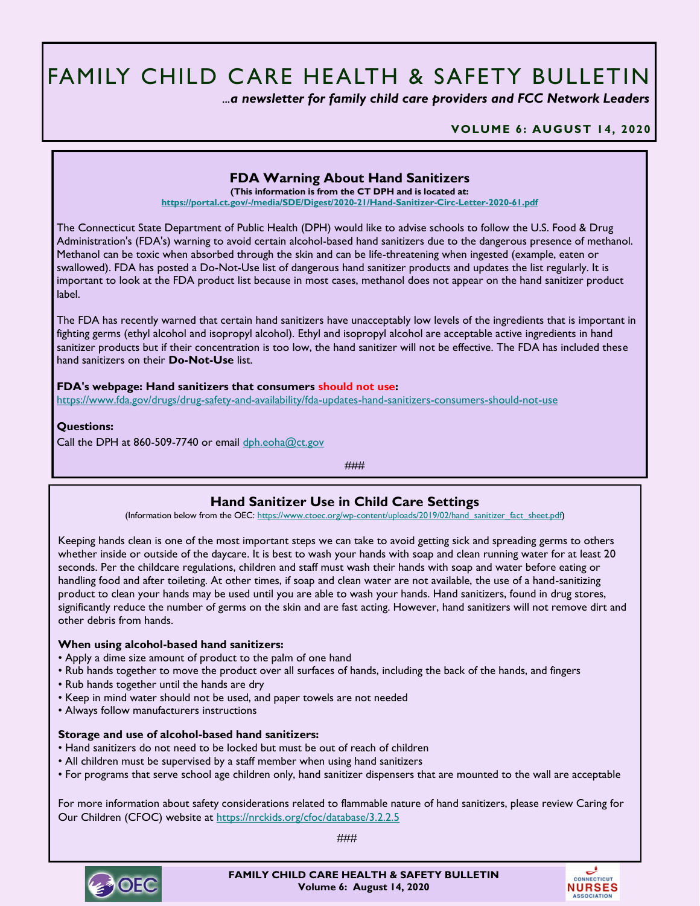# FAMILY CHILD CARE HEALTH & SAFETY BULLETIN

*...a newsletter for family child care providers and FCC Network Leaders*

**VOLUME 6: AUGUST 14, 2020**

## FDA Warning About Hand Sanitizers

**(This information is from the CT DPH and is located at:**
**https://portal.ct.gov/-/media/SDE/Digest/2020-21/Hand-Sanitizer-Circ-Letter-2020-61.pdf)**

The Connecticut State Department of Public Health (DPH) would like to advise schools to follow the U.S. Food & Drug Administration's (FDA's) warning to avoid certain alcohol-based hand sanitizers due to the dangerous presence of methanol. Methanol can be toxic when absorbed through the skin and can be life-threatening when ingested (example, eaten or swallowed). FDA has posted a Do-Not-Use list of dangerous hand sanitizer products and updates the list regularly. It is important to look at the FDA product list because in most cases, methanol does not appear on the hand sanitizer product label.

The FDA has recently warned that certain hand sanitizers have unacceptably low levels of the ingredients that is important in fighting germs (ethyl alcohol and isopropyl alcohol). Ethyl and isopropyl alcohol are acceptable active ingredients in hand sanitizer products but if their concentration is too low, the hand sanitizer will not be effective. The FDA has included these hand sanitizers on their **Do-Not-Use** list.

**FDA's webpage: Hand sanitizers that consumers should not use:**
https://www.fda.gov/drugs/drug-safety-and-availability/fda-updates-hand-sanitizers-consumers-should-not-use

**Questions:**
Call the DPH at 860-509-7740 or email dph.eoha@ct.gov

###

## Hand Sanitizer Use in Child Care Settings

(Information below from the OEC: https://www.ctoec.org/wp-content/uploads/2019/02/hand_sanitizer_fact_sheet.pdf)

Keeping hands clean is one of the most important steps we can take to avoid getting sick and spreading germs to others whether inside or outside of the daycare. It is best to wash your hands with soap and clean running water for at least 20 seconds. Per the childcare regulations, children and staff must wash their hands with soap and water before eating or handling food and after toileting. At other times, if soap and clean water are not available, the use of a hand-sanitizing product to clean your hands may be used until you are able to wash your hands. Hand sanitizers, found in drug stores, significantly reduce the number of germs on the skin and are fast acting. However, hand sanitizers will not remove dirt and other debris from hands.

**When using alcohol-based hand sanitizers:**

- Apply a dime size amount of product to the palm of one hand
- Rub hands together to move the product over all surfaces of hands, including the back of the hands, and fingers
- Rub hands together until the hands are dry
- Keep in mind water should not be used, and paper towels are not needed
- Always follow manufacturers instructions

**Storage and use of alcohol-based hand sanitizers:**

- Hand sanitizers do not need to be locked but must be out of reach of children
- All children must be supervised by a staff member when using hand sanitizers
- For programs that serve school age children only, hand sanitizer dispensers that are mounted to the wall are acceptable

For more information about safety considerations related to flammable nature of hand sanitizers, please review Caring for Our Children (CFOC) website at https://nrckids.org/cfoc/database/3.2.2.5

###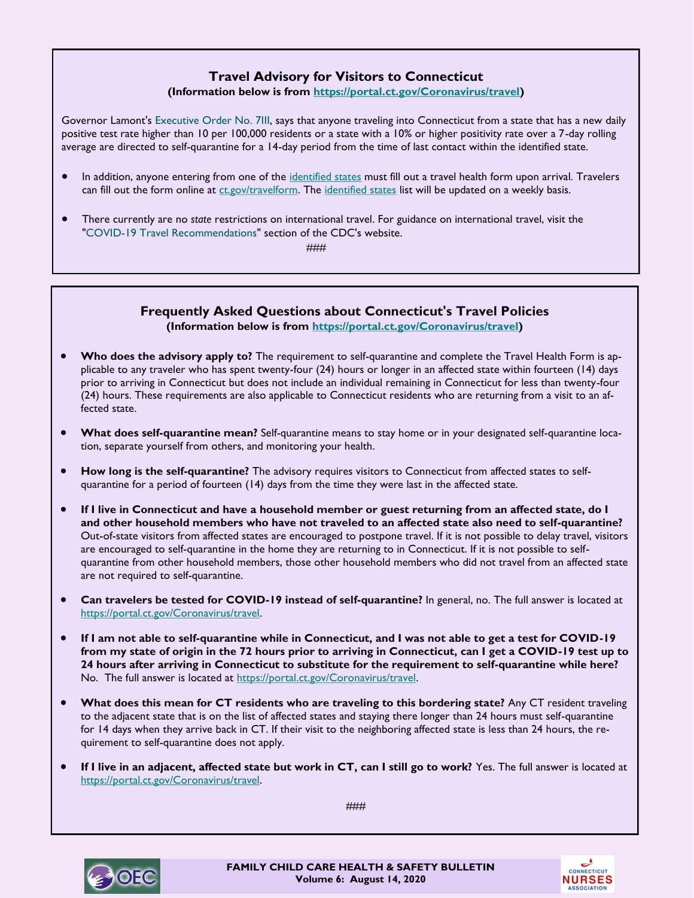## Travel Advisory for Visitors to Connecticut

**(Information below is from https://portal.ct.gov/Coronavirus/travel)**

Governor Lamont's Executive Order No. 7III, says that anyone traveling into Connecticut from a state that has a new daily positive test rate higher than 10 per 100,000 residents or a state with a 10% or higher positivity rate over a 7-day rolling average are directed to self-quarantine for a 14-day period from the time of last contact within the identified state.

- In addition, anyone entering from one of the identified states must fill out a travel health form upon arrival. Travelers can fill out the form online at ct.gov/travelform. The identified states list will be updated on a weekly basis.
- There currently are no *state* restrictions on international travel. For guidance on international travel, visit the "COVID-19 Travel Recommendations" section of the CDC's website.

###

## Frequently Asked Questions about Connecticut's Travel Policies

**(Information below is from https://portal.ct.gov/Coronavirus/travel)**

- **Who does the advisory apply to?** The requirement to self-quarantine and complete the Travel Health Form is applicable to any traveler who has spent twenty-four (24) hours or longer in an affected state within fourteen (14) days prior to arriving in Connecticut but does not include an individual remaining in Connecticut for less than twenty-four (24) hours. These requirements are also applicable to Connecticut residents who are returning from a visit to an affected state.
- **What does self-quarantine mean?** Self-quarantine means to stay home or in your designated self-quarantine location, separate yourself from others, and monitoring your health.
- **How long is the self-quarantine?** The advisory requires visitors to Connecticut from affected states to self-quarantine for a period of fourteen (14) days from the time they were last in the affected state.
- **If I live in Connecticut and have a household member or guest returning from an affected state, do I and other household members who have not traveled to an affected state also need to self-quarantine?** Out-of-state visitors from affected states are encouraged to postpone travel. If it is not possible to delay travel, visitors are encouraged to self-quarantine in the home they are returning to in Connecticut. If it is not possible to self-quarantine from other household members, those other household members who did not travel from an affected state are not required to self-quarantine.
- **Can travelers be tested for COVID-19 instead of self-quarantine?** In general, no. The full answer is located at https://portal.ct.gov/Coronavirus/travel.
- **If I am not able to self-quarantine while in Connecticut, and I was not able to get a test for COVID-19 from my state of origin in the 72 hours prior to arriving in Connecticut, can I get a COVID-19 test up to 24 hours after arriving in Connecticut to substitute for the requirement to self-quarantine while here?** No. The full answer is located at https://portal.ct.gov/Coronavirus/travel.
- **What does this mean for CT residents who are traveling to this bordering state?** Any CT resident traveling to the adjacent state that is on the list of affected states and staying there longer than 24 hours must self-quarantine for 14 days when they arrive back in CT. If their visit to the neighboring affected state is less than 24 hours, the requirement to self-quarantine does not apply.
- **If I live in an adjacent, affected state but work in CT, can I still go to work?** Yes. The full answer is located at https://portal.ct.gov/Coronavirus/travel.

###